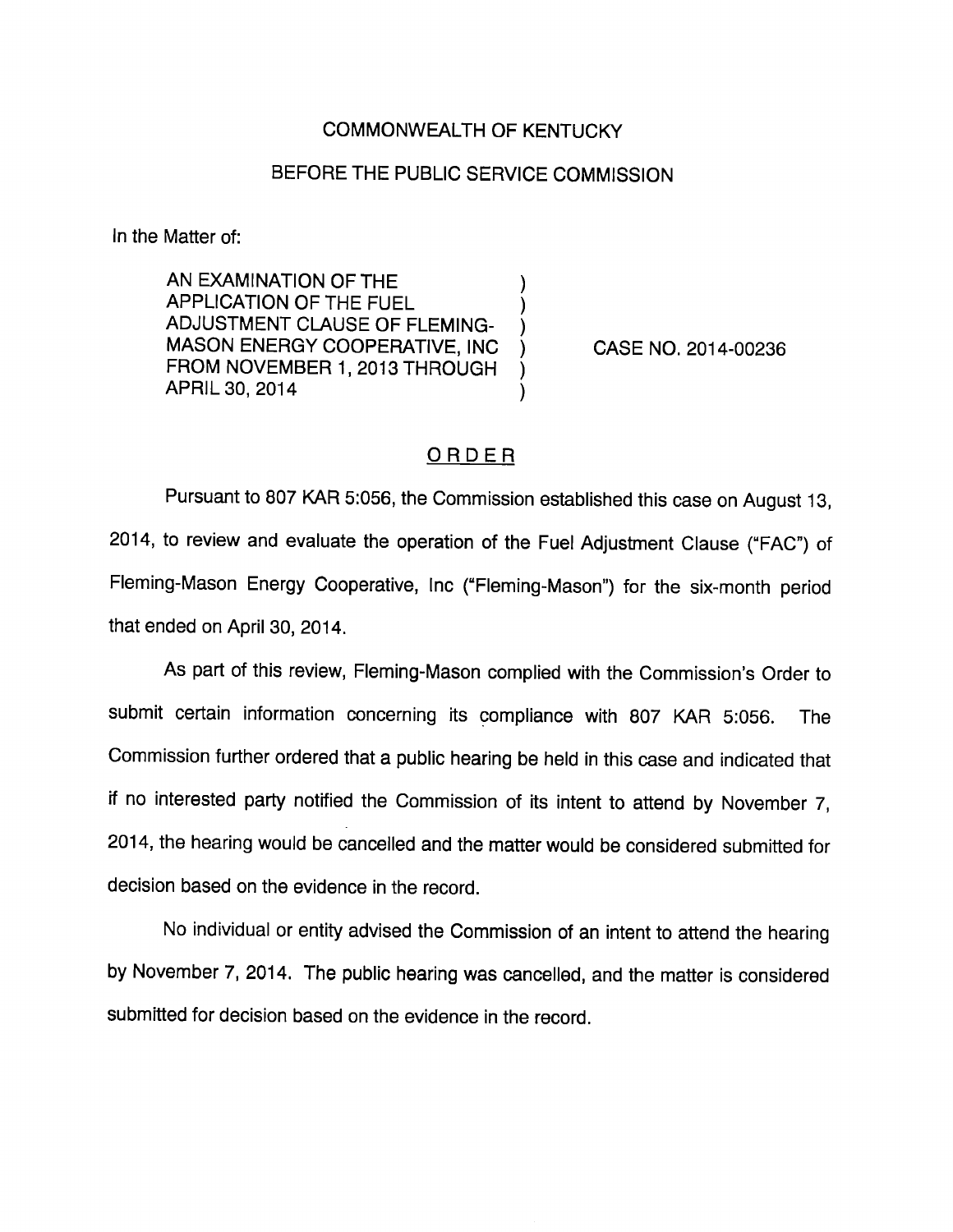COMMONWEALTH OF KENTUCKY

BEFORE THE PUBLIC SERVICE COMMISSION

In the Matter of:

| | | |
|---|---|---|
| AN EXAMINATION OF THE APPLICATION OF THE FUEL ADJUSTMENT CLAUSE OF FLEMING-MASON ENERGY COOPERATIVE, INC FROM NOVEMBER 1, 2013 THROUGH APRIL 30, 2014 | ) | CASE NO. 2014-00236 |

## ORDER

Pursuant to 807 KAR 5:056, the Commission established this case on August 13, 2014, to review and evaluate the operation of the Fuel Adjustment Clause ("FAC") of Fleming-Mason Energy Cooperative, Inc ("Fleming-Mason") for the six-month period that ended on April 30, 2014.

As part of this review, Fleming-Mason complied with the Commission's Order to submit certain information concerning its compliance with 807 KAR 5:056. The Commission further ordered that a public hearing be held in this case and indicated that if no interested party notified the Commission of its intent to attend by November 7, 2014, the hearing would be cancelled and the matter would be considered submitted for decision based on the evidence in the record.

No individual or entity advised the Commission of an intent to attend the hearing by November 7, 2014. The public hearing was cancelled, and the matter is considered submitted for decision based on the evidence in the record.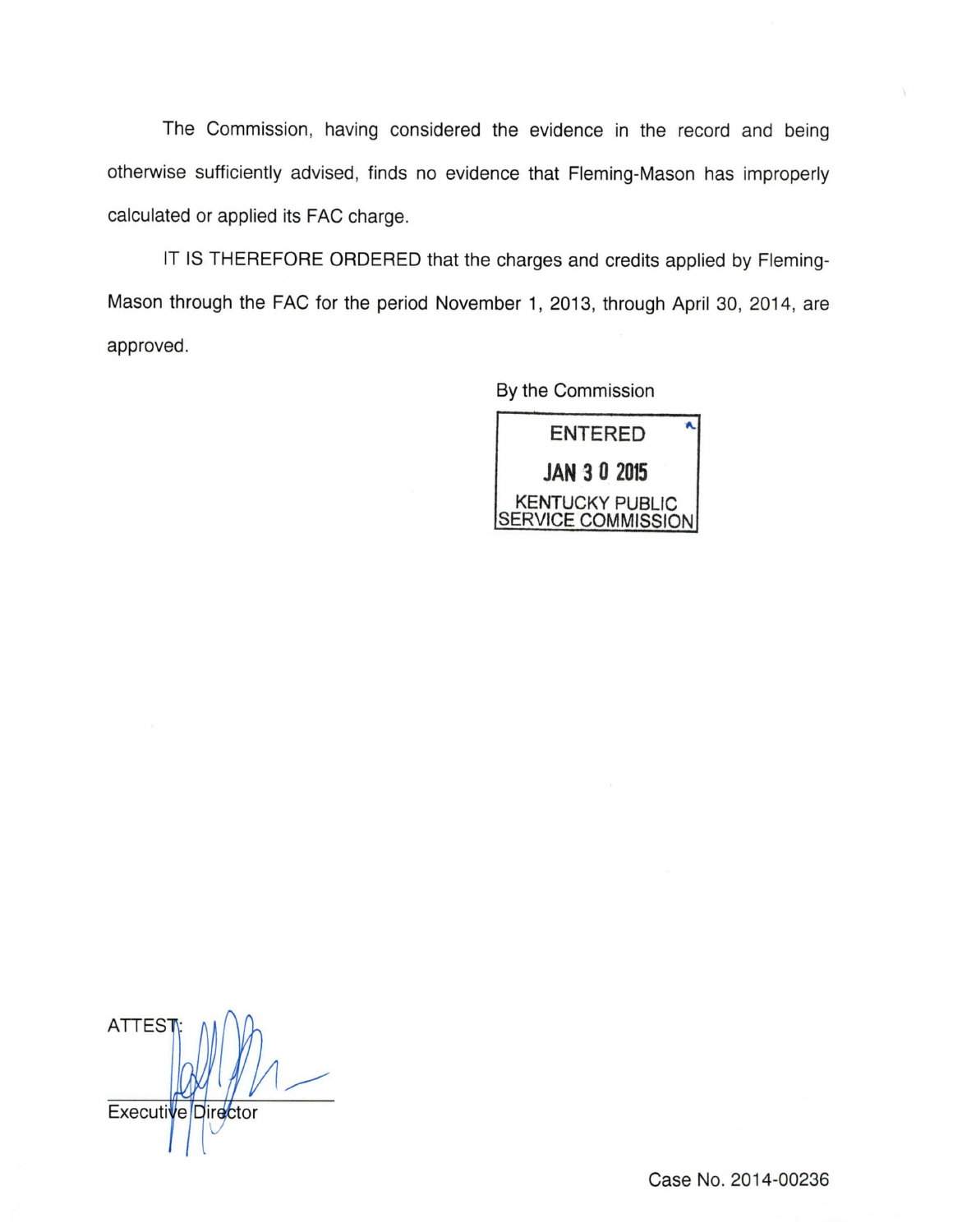The Commission, having considered the evidence in the record and being otherwise sufficiently advised, finds no evidence that Fleming-Mason has improperly calculated or applied its FAC charge.

IT IS THEREFORE ORDERED that the charges and credits applied by Fleming-Mason through the FAC for the period November 1, 2013, through April 30, 2014, are approved.

By the Commission

ENTERED

JAN 3 0 2015

KENTUCKY PUBLIC SERVICE COMMISSION

ATTEST:

Executive Director

Case No. 2014-00236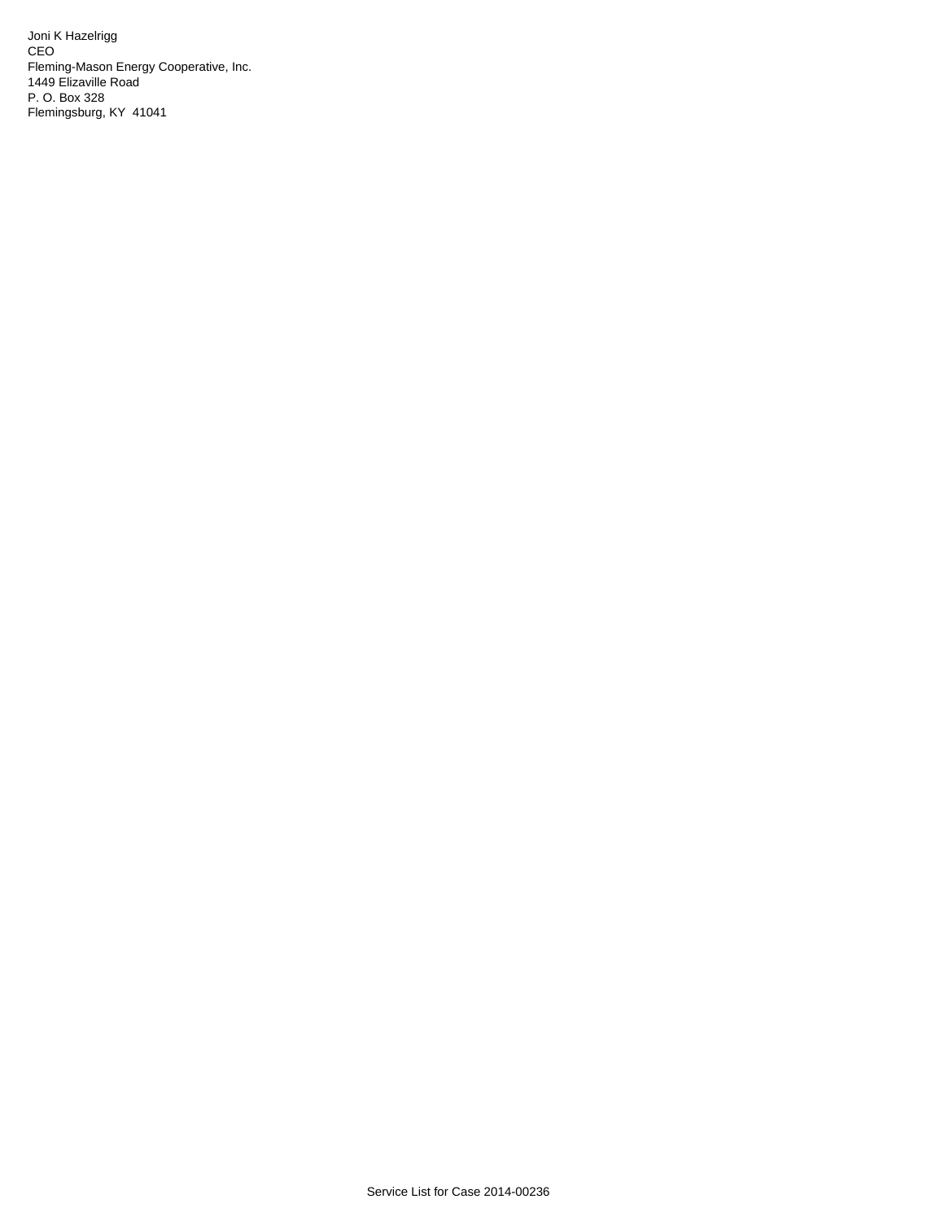Joni K Hazelrigg
CEO
Fleming-Mason Energy Cooperative, Inc.
1449 Elizaville Road
P. O. Box 328
Flemingsburg, KY 41041